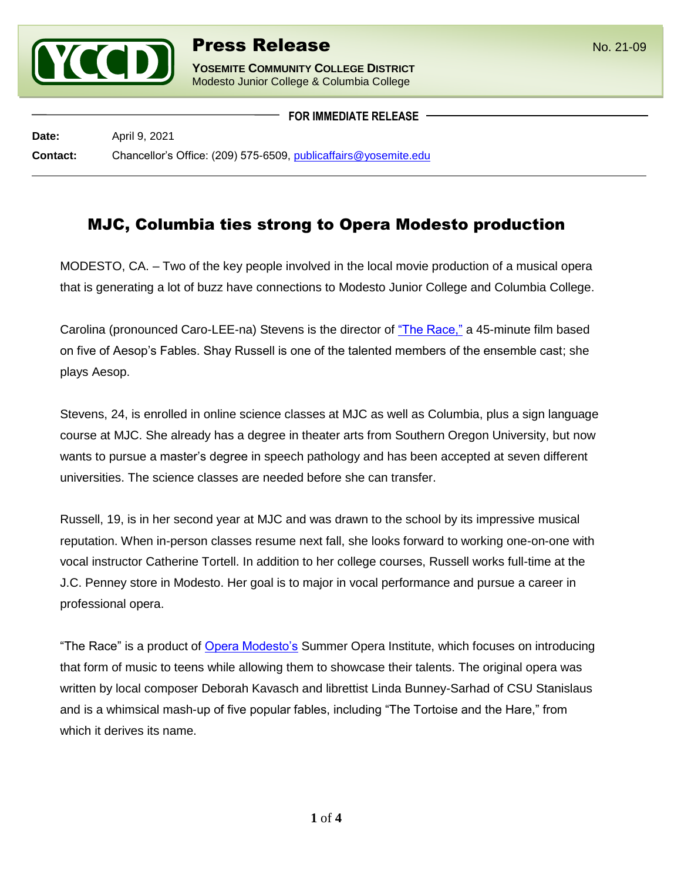# Press Release

**YOSEMITE COMMUNITY COLLEGE DISTRICT**
Modesto Junior College & Columbia College

No. 21-09

**FOR IMMEDIATE RELEASE**

**Date:** April 9, 2021

**Contact:** Chancellor's Office: (209) 575-6509, publicaffairs@yosemite.edu

## MJC, Columbia ties strong to Opera Modesto production

MODESTO, CA. – Two of the key people involved in the local movie production of a musical opera that is generating a lot of buzz have connections to Modesto Junior College and Columbia College.

Carolina (pronounced Caro-LEE-na) Stevens is the director of "The Race," a 45-minute film based on five of Aesop's Fables. Shay Russell is one of the talented members of the ensemble cast; she plays Aesop.

Stevens, 24, is enrolled in online science classes at MJC as well as Columbia, plus a sign language course at MJC. She already has a degree in theater arts from Southern Oregon University, but now wants to pursue a master's degree in speech pathology and has been accepted at seven different universities. The science classes are needed before she can transfer.

Russell, 19, is in her second year at MJC and was drawn to the school by its impressive musical reputation. When in-person classes resume next fall, she looks forward to working one-on-one with vocal instructor Catherine Tortell. In addition to her college courses, Russell works full-time at the J.C. Penney store in Modesto. Her goal is to major in vocal performance and pursue a career in professional opera.

"The Race" is a product of Opera Modesto's Summer Opera Institute, which focuses on introducing that form of music to teens while allowing them to showcase their talents. The original opera was written by local composer Deborah Kavasch and librettist Linda Bunney-Sarhad of CSU Stanislaus and is a whimsical mash-up of five popular fables, including "The Tortoise and the Hare," from which it derives its name.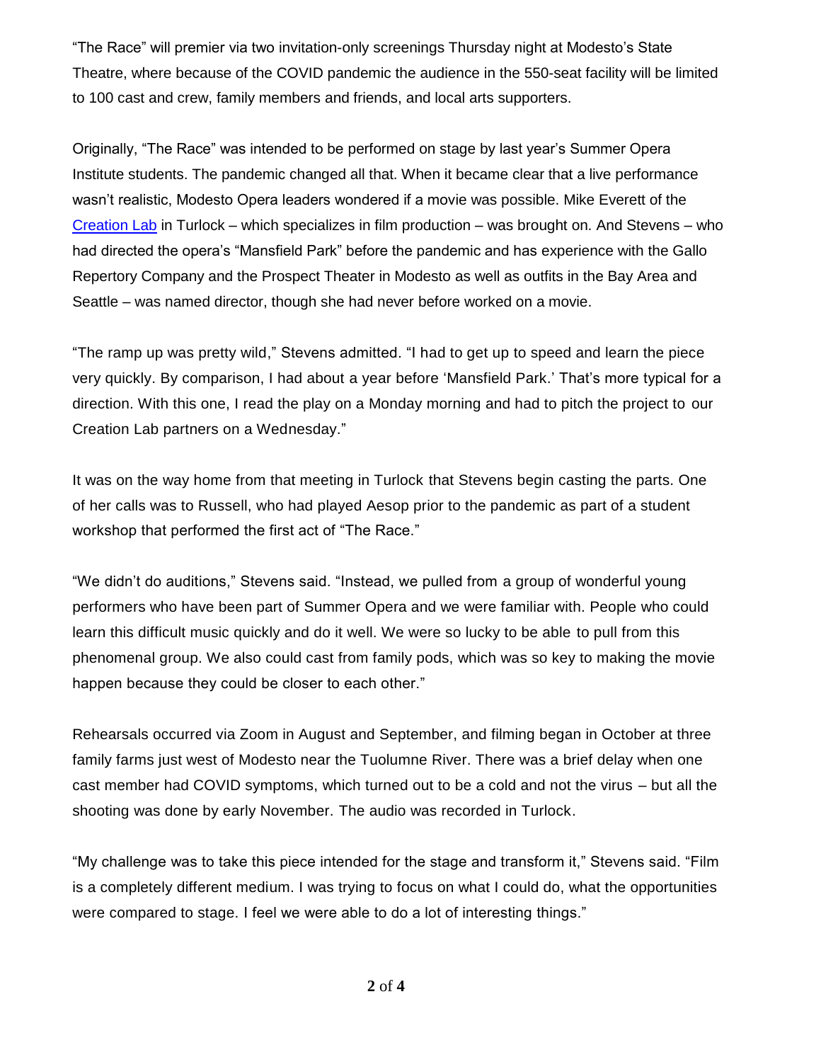"The Race" will premier via two invitation-only screenings Thursday night at Modesto's State Theatre, where because of the COVID pandemic the audience in the 550-seat facility will be limited to 100 cast and crew, family members and friends, and local arts supporters.

Originally, "The Race" was intended to be performed on stage by last year's Summer Opera Institute students. The pandemic changed all that. When it became clear that a live performance wasn't realistic, Modesto Opera leaders wondered if a movie was possible. Mike Everett of the Creation Lab in Turlock – which specializes in film production – was brought on. And Stevens – who had directed the opera's "Mansfield Park" before the pandemic and has experience with the Gallo Repertory Company and the Prospect Theater in Modesto as well as outfits in the Bay Area and Seattle – was named director, though she had never before worked on a movie.

"The ramp up was pretty wild," Stevens admitted. "I had to get up to speed and learn the piece very quickly. By comparison, I had about a year before 'Mansfield Park.' That's more typical for a direction. With this one, I read the play on a Monday morning and had to pitch the project to our Creation Lab partners on a Wednesday."

It was on the way home from that meeting in Turlock that Stevens begin casting the parts. One of her calls was to Russell, who had played Aesop prior to the pandemic as part of a student workshop that performed the first act of "The Race."

"We didn't do auditions," Stevens said. "Instead, we pulled from a group of wonderful young performers who have been part of Summer Opera and we were familiar with. People who could learn this difficult music quickly and do it well. We were so lucky to be able to pull from this phenomenal group. We also could cast from family pods, which was so key to making the movie happen because they could be closer to each other."

Rehearsals occurred via Zoom in August and September, and filming began in October at three family farms just west of Modesto near the Tuolumne River. There was a brief delay when one cast member had COVID symptoms, which turned out to be a cold and not the virus – but all the shooting was done by early November. The audio was recorded in Turlock.

"My challenge was to take this piece intended for the stage and transform it," Stevens said. "Film is a completely different medium. I was trying to focus on what I could do, what the opportunities were compared to stage. I feel we were able to do a lot of interesting things."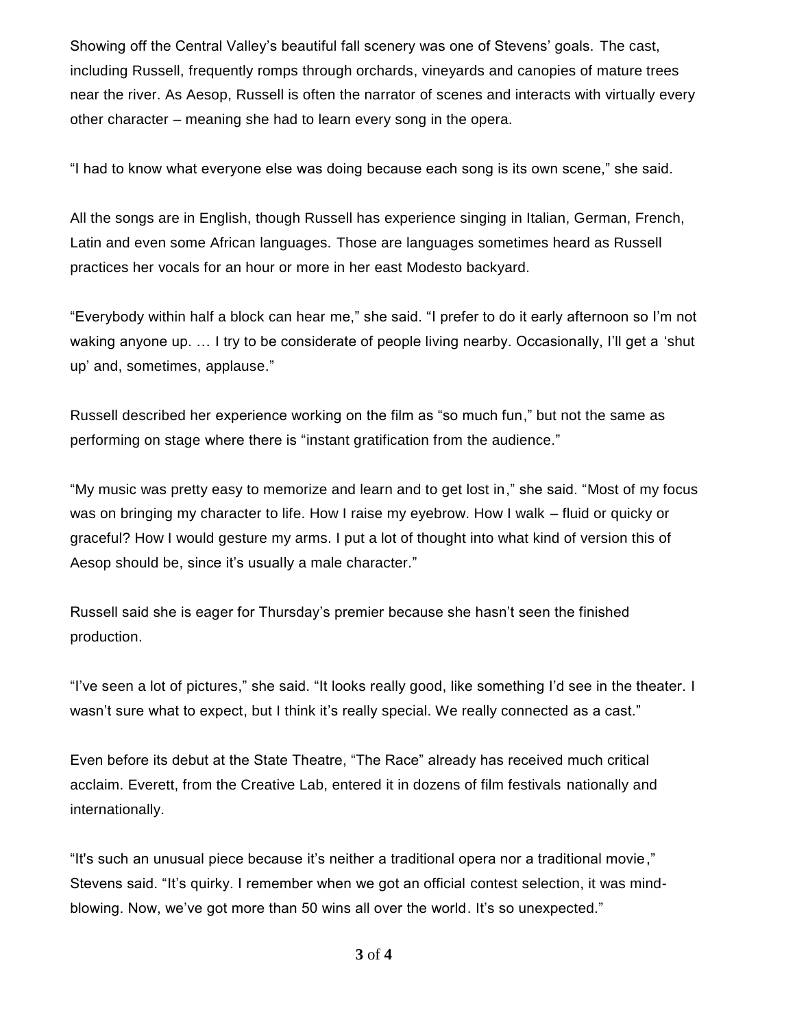Showing off the Central Valley's beautiful fall scenery was one of Stevens' goals. The cast, including Russell, frequently romps through orchards, vineyards and canopies of mature trees near the river. As Aesop, Russell is often the narrator of scenes and interacts with virtually every other character – meaning she had to learn every song in the opera.

"I had to know what everyone else was doing because each song is its own scene," she said.

All the songs are in English, though Russell has experience singing in Italian, German, French, Latin and even some African languages. Those are languages sometimes heard as Russell practices her vocals for an hour or more in her east Modesto backyard.

"Everybody within half a block can hear me," she said. "I prefer to do it early afternoon so I'm not waking anyone up. … I try to be considerate of people living nearby. Occasionally, I'll get a 'shut up' and, sometimes, applause."

Russell described her experience working on the film as "so much fun," but not the same as performing on stage where there is "instant gratification from the audience."

"My music was pretty easy to memorize and learn and to get lost in," she said. "Most of my focus was on bringing my character to life. How I raise my eyebrow. How I walk – fluid or quicky or graceful? How I would gesture my arms. I put a lot of thought into what kind of version this of Aesop should be, since it's usually a male character."

Russell said she is eager for Thursday's premier because she hasn't seen the finished production.

"I've seen a lot of pictures," she said. "It looks really good, like something I'd see in the theater. I wasn't sure what to expect, but I think it's really special. We really connected as a cast."

Even before its debut at the State Theatre, "The Race" already has received much critical acclaim. Everett, from the Creative Lab, entered it in dozens of film festivals nationally and internationally.

"It's such an unusual piece because it's neither a traditional opera nor a traditional movie," Stevens said. "It's quirky. I remember when we got an official contest selection, it was mind-blowing. Now, we've got more than 50 wins all over the world. It's so unexpected."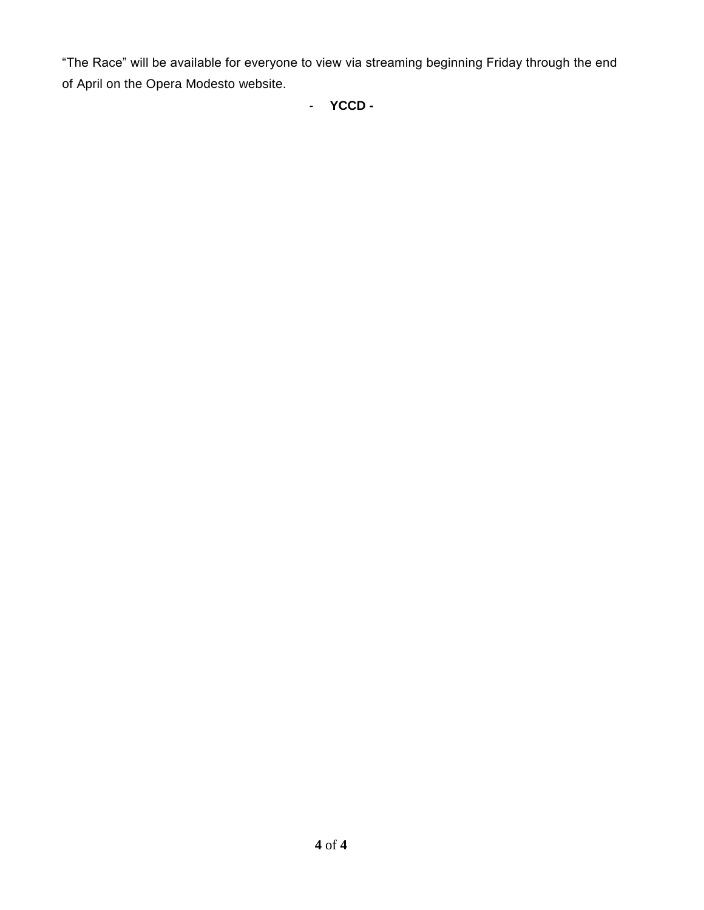“The Race” will be available for everyone to view via streaming beginning Friday through the end of April on the Opera Modesto website.

- **YCCD -**